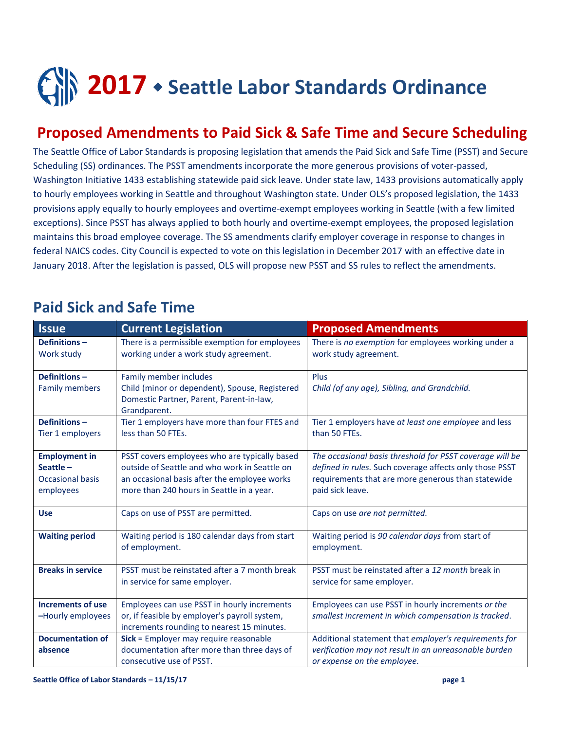# 2017 ◆ Seattle Labor Standards Ordinance

## Proposed Amendments to Paid Sick & Safe Time and Secure Scheduling

The Seattle Office of Labor Standards is proposing legislation that amends the Paid Sick and Safe Time (PSST) and Secure Scheduling (SS) ordinances. The PSST amendments incorporate the more generous provisions of voter-passed, Washington Initiative 1433 establishing statewide paid sick leave. Under state law, 1433 provisions automatically apply to hourly employees working in Seattle and throughout Washington state. Under OLS's proposed legislation, the 1433 provisions apply equally to hourly employees and overtime-exempt employees working in Seattle (with a few limited exceptions). Since PSST has always applied to both hourly and overtime-exempt employees, the proposed legislation maintains this broad employee coverage. The SS amendments clarify employer coverage in response to changes in federal NAICS codes. City Council is expected to vote on this legislation in December 2017 with an effective date in January 2018. After the legislation is passed, OLS will propose new PSST and SS rules to reflect the amendments.

## Paid Sick and Safe Time

| Issue | Current Legislation | Proposed Amendments |
| --- | --- | --- |
| **Definitions –** Work study | There is a permissible exemption for employees working under a work study agreement. | There is *no exemption* for employees working under a work study agreement. |
| **Definitions –** Family members | Family member includes Child (minor or dependent), Spouse, Registered Domestic Partner, Parent, Parent-in-law, Grandparent. | Plus *Child (of any age), Sibling, and Grandchild.* |
| **Definitions –** Tier 1 employers | Tier 1 employers have more than four FTES and less than 50 FTEs. | Tier 1 employers have *at least one employee* and less than 50 FTEs. |
| **Employment in Seattle –** Occasional basis employees | PSST covers employees who are typically based outside of Seattle and who work in Seattle on an occasional basis after the employee works more than 240 hours in Seattle in a year. | *The occasional basis threshold for PSST coverage will be defined in rules.* Such coverage affects only those PSST requirements that are more generous than statewide paid sick leave. |
| **Use** | Caps on use of PSST are permitted. | Caps on use *are not permitted.* |
| **Waiting period** | Waiting period is 180 calendar days from start of employment. | Waiting period is *90 calendar days* from start of employment. |
| **Breaks in service** | PSST must be reinstated after a 7 month break in service for same employer. | PSST must be reinstated after a *12 month* break in service for same employer. |
| **Increments of use –**Hourly employees | Employees can use PSST in hourly increments or, if feasible by employer's payroll system, increments rounding to nearest 15 minutes. | Employees can use PSST in hourly increments *or the smallest increment in which compensation is tracked*. |
| **Documentation of absence** | **Sick** = Employer may require reasonable documentation after more than three days of consecutive use of PSST. | Additional statement that *employer's requirements for verification may not result in an unreasonable burden or expense on the employee*. |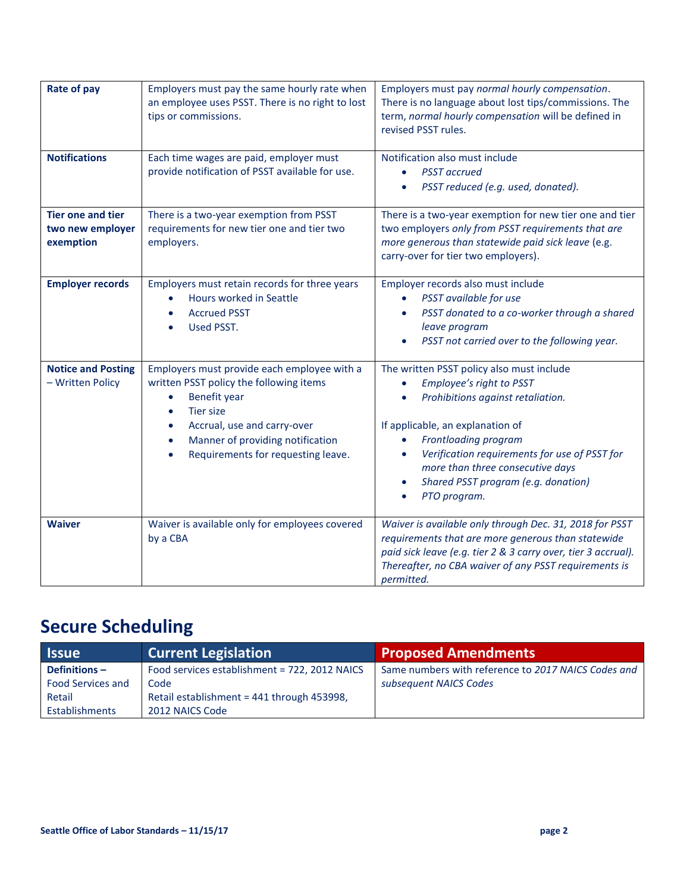| | | |
|---|---|---|
| **Rate of pay** | Employers must pay the same hourly rate when an employee uses PSST. There is no right to lost tips or commissions. | Employers must pay *normal hourly compensation*. There is no language about lost tips/commissions. The term, *normal hourly compensation* will be defined in revised PSST rules. |
| **Notifications** | Each time wages are paid, employer must provide notification of PSST available for use. | Notification also must include<br>• *PSST accrued*<br>• *PSST reduced (e.g. used, donated).* |
| **Tier one and tier two new employer exemption** | There is a two-year exemption from PSST requirements for new tier one and tier two employers. | There is a two-year exemption for new tier one and tier two employers *only from PSST requirements that are more generous than statewide paid sick leave* (e.g. carry-over for tier two employers). |
| **Employer records** | Employers must retain records for three years<br>• Hours worked in Seattle<br>• Accrued PSST<br>• Used PSST. | Employer records also must include<br>• *PSST available for use*<br>• *PSST donated to a co-worker through a shared leave program*<br>• *PSST not carried over to the following year.* |
| **Notice and Posting** – Written Policy | Employers must provide each employee with a written PSST policy the following items<br>• Benefit year<br>• Tier size<br>• Accrual, use and carry-over<br>• Manner of providing notification<br>• Requirements for requesting leave. | The written PSST policy also must include<br>• *Employee's right to PSST*<br>• *Prohibitions against retaliation.*<br><br>If applicable, an explanation of<br>• *Frontloading program*<br>• *Verification requirements for use of PSST for more than three consecutive days*<br>• *Shared PSST program (e.g. donation)*<br>• *PTO program.* |
| **Waiver** | Waiver is available only for employees covered by a CBA | *Waiver is available only through Dec. 31, 2018 for PSST requirements that are more generous than statewide paid sick leave (e.g. tier 2 & 3 carry over, tier 3 accrual). Thereafter, no CBA waiver of any PSST requirements is permitted.* |

## Secure Scheduling

| Issue | Current Legislation | Proposed Amendments |
|---|---|---|
| **Definitions –** Food Services and Retail Establishments | Food services establishment = 722, 2012 NAICS Code<br>Retail establishment = 441 through 453998, 2012 NAICS Code | Same numbers with reference to *2017 NAICS Codes and subsequent NAICS Codes* |